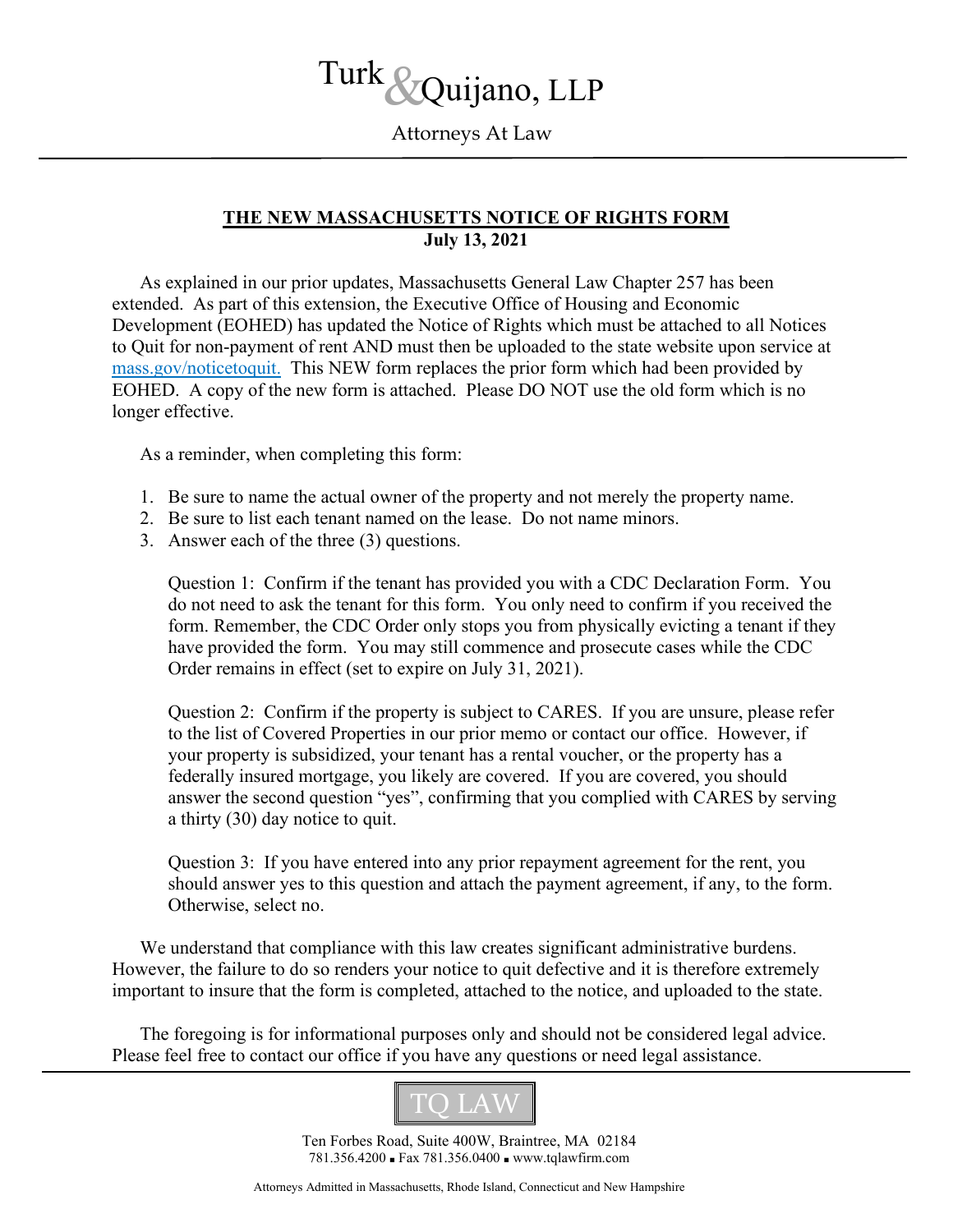# Turk & Quijano, LLP

Attorneys At Law

---

## **THE NEW MASSACHUSETTS NOTICE OF RIGHTS FORM**

**July 13, 2021**

As explained in our prior updates, Massachusetts General Law Chapter 257 has been extended. As part of this extension, the Executive Office of Housing and Economic Development (EOHED) has updated the Notice of Rights which must be attached to all Notices to Quit for non-payment of rent AND must then be uploaded to the state website upon service at mass.gov/noticetoquit. This NEW form replaces the prior form which had been provided by EOHED. A copy of the new form is attached. Please DO NOT use the old form which is no longer effective.

As a reminder, when completing this form:

1. Be sure to name the actual owner of the property and not merely the property name.
2. Be sure to list each tenant named on the lease. Do not name minors.
3. Answer each of the three (3) questions.

   Question 1: Confirm if the tenant has provided you with a CDC Declaration Form. You do not need to ask the tenant for this form. You only need to confirm if you received the form. Remember, the CDC Order only stops you from physically evicting a tenant if they have provided the form. You may still commence and prosecute cases while the CDC Order remains in effect (set to expire on July 31, 2021).

   Question 2: Confirm if the property is subject to CARES. If you are unsure, please refer to the list of Covered Properties in our prior memo or contact our office. However, if your property is subsidized, your tenant has a rental voucher, or the property has a federally insured mortgage, you likely are covered. If you are covered, you should answer the second question "yes", confirming that you complied with CARES by serving a thirty (30) day notice to quit.

   Question 3: If you have entered into any prior repayment agreement for the rent, you should answer yes to this question and attach the payment agreement, if any, to the form. Otherwise, select no.

We understand that compliance with this law creates significant administrative burdens. However, the failure to do so renders your notice to quit defective and it is therefore extremely important to insure that the form is completed, attached to the notice, and uploaded to the state.

The foregoing is for informational purposes only and should not be considered legal advice. Please feel free to contact our office if you have any questions or need legal assistance.

---

TQ LAW

Ten Forbes Road, Suite 400W, Braintree, MA 02184
781.356.4200 ▪ Fax 781.356.0400 ▪ www.tqlawfirm.com

Attorneys Admitted in Massachusetts, Rhode Island, Connecticut and New Hampshire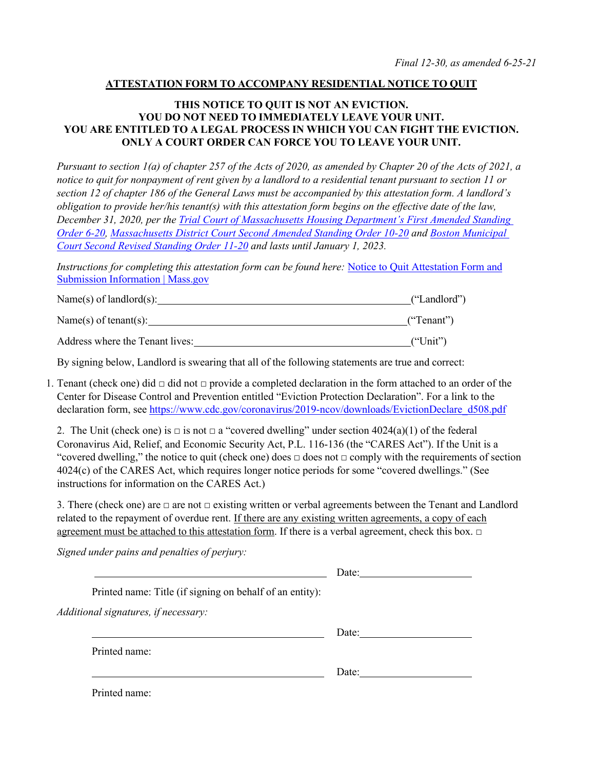*Final 12-30, as amended 6-25-21*

## ATTESTATION FORM TO ACCOMPANY RESIDENTIAL NOTICE TO QUIT

**THIS NOTICE TO QUIT IS NOT AN EVICTION.**
**YOU DO NOT NEED TO IMMEDIATELY LEAVE YOUR UNIT.**
**YOU ARE ENTITLED TO A LEGAL PROCESS IN WHICH YOU CAN FIGHT THE EVICTION.**
**ONLY A COURT ORDER CAN FORCE YOU TO LEAVE YOUR UNIT.**

*Pursuant to section 1(a) of chapter 257 of the Acts of 2020, as amended by Chapter 20 of the Acts of 2021, a notice to quit for nonpayment of rent given by a landlord to a residential tenant pursuant to section 11 or section 12 of chapter 186 of the General Laws must be accompanied by this attestation form. A landlord's obligation to provide her/his tenant(s) with this attestation form begins on the effective date of the law, December 31, 2020, per the [Trial Court of Massachusetts Housing Department's First Amended Standing Order 6-20](), [Massachusetts District Court Second Amended Standing Order 10-20]() and [Boston Municipal Court Second Revised Standing Order 11-20]() and lasts until January 1, 2023.*

*Instructions for completing this attestation form can be found here:* [Notice to Quit Attestation Form and Submission Information | Mass.gov]()

Name(s) of landlord(s):_______________________________________________("Landlord")

Name(s) of tenant(s):_________________________________________________("Tenant")

Address where the Tenant lives:_________________________________________("Unit")

By signing below, Landlord is swearing that all of the following statements are true and correct:

1. Tenant (check one) did □ did not □ provide a completed declaration in the form attached to an order of the Center for Disease Control and Prevention entitled "Eviction Protection Declaration". For a link to the declaration form, see https://www.cdc.gov/coronavirus/2019-ncov/downloads/EvictionDeclare_d508.pdf

2. The Unit (check one) is □ is not □ a "covered dwelling" under section 4024(a)(1) of the federal Coronavirus Aid, Relief, and Economic Security Act, P.L. 116-136 (the "CARES Act"). If the Unit is a "covered dwelling," the notice to quit (check one) does □ does not □ comply with the requirements of section 4024(c) of the CARES Act, which requires longer notice periods for some "covered dwellings." (See instructions for information on the CARES Act.)

3. There (check one) are □ are not □ existing written or verbal agreements between the Tenant and Landlord related to the repayment of overdue rent. If there are any existing written agreements, a copy of each agreement must be attached to this attestation form. If there is a verbal agreement, check this box. □

*Signed under pains and penalties of perjury:*

_____________________________________________ Date:_____________________

Printed name: Title (if signing on behalf of an entity):

*Additional signatures, if necessary:*

_____________________________________________ Date:_____________________

Printed name:

_____________________________________________ Date:_____________________

Printed name: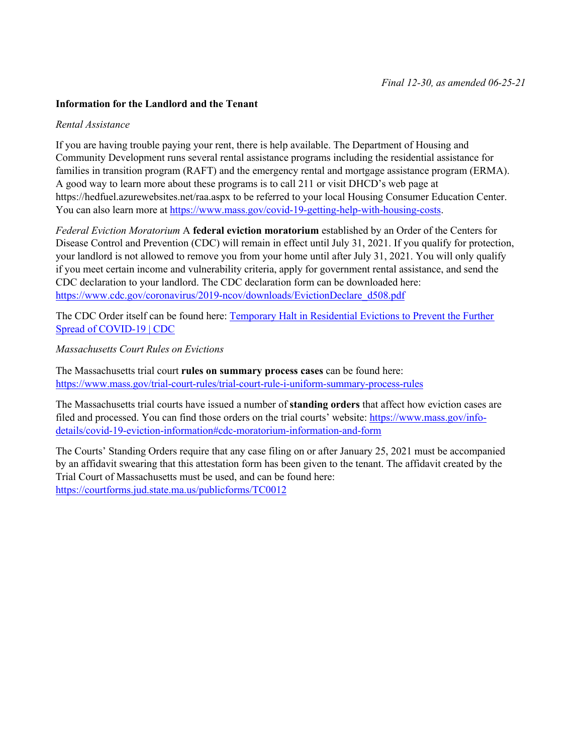*Final 12-30, as amended 06-25-21*

**Information for the Landlord and the Tenant**

*Rental Assistance*

If you are having trouble paying your rent, there is help available. The Department of Housing and Community Development runs several rental assistance programs including the residential assistance for families in transition program (RAFT) and the emergency rental and mortgage assistance program (ERMA). A good way to learn more about these programs is to call 211 or visit DHCD's web page at https://hedfuel.azurewebsites.net/raa.aspx to be referred to your local Housing Consumer Education Center. You can also learn more at [https://www.mass.gov/covid-19-getting-help-with-housing-costs](https://www.mass.gov/covid-19-getting-help-with-housing-costs).

*Federal Eviction Moratorium* A **federal eviction moratorium** established by an Order of the Centers for Disease Control and Prevention (CDC) will remain in effect until July 31, 2021. If you qualify for protection, your landlord is not allowed to remove you from your home until after July 31, 2021. You will only qualify if you meet certain income and vulnerability criteria, apply for government rental assistance, and send the CDC declaration to your landlord. The CDC declaration form can be downloaded here: [https://www.cdc.gov/coronavirus/2019-ncov/downloads/EvictionDeclare_d508.pdf](https://www.cdc.gov/coronavirus/2019-ncov/downloads/EvictionDeclare_d508.pdf)

The CDC Order itself can be found here: Temporary Halt in Residential Evictions to Prevent the Further Spread of COVID-19 | CDC

*Massachusetts Court Rules on Evictions*

The Massachusetts trial court **rules on summary process cases** can be found here: [https://www.mass.gov/trial-court-rules/trial-court-rule-i-uniform-summary-process-rules](https://www.mass.gov/trial-court-rules/trial-court-rule-i-uniform-summary-process-rules)

The Massachusetts trial courts have issued a number of **standing orders** that affect how eviction cases are filed and processed. You can find those orders on the trial courts' website: [https://www.mass.gov/info-details/covid-19-eviction-information#cdc-moratorium-information-and-form](https://www.mass.gov/info-details/covid-19-eviction-information#cdc-moratorium-information-and-form)

The Courts' Standing Orders require that any case filing on or after January 25, 2021 must be accompanied by an affidavit swearing that this attestation form has been given to the tenant. The affidavit created by the Trial Court of Massachusetts must be used, and can be found here: [https://courtforms.jud.state.ma.us/publicforms/TC0012](https://courtforms.jud.state.ma.us/publicforms/TC0012)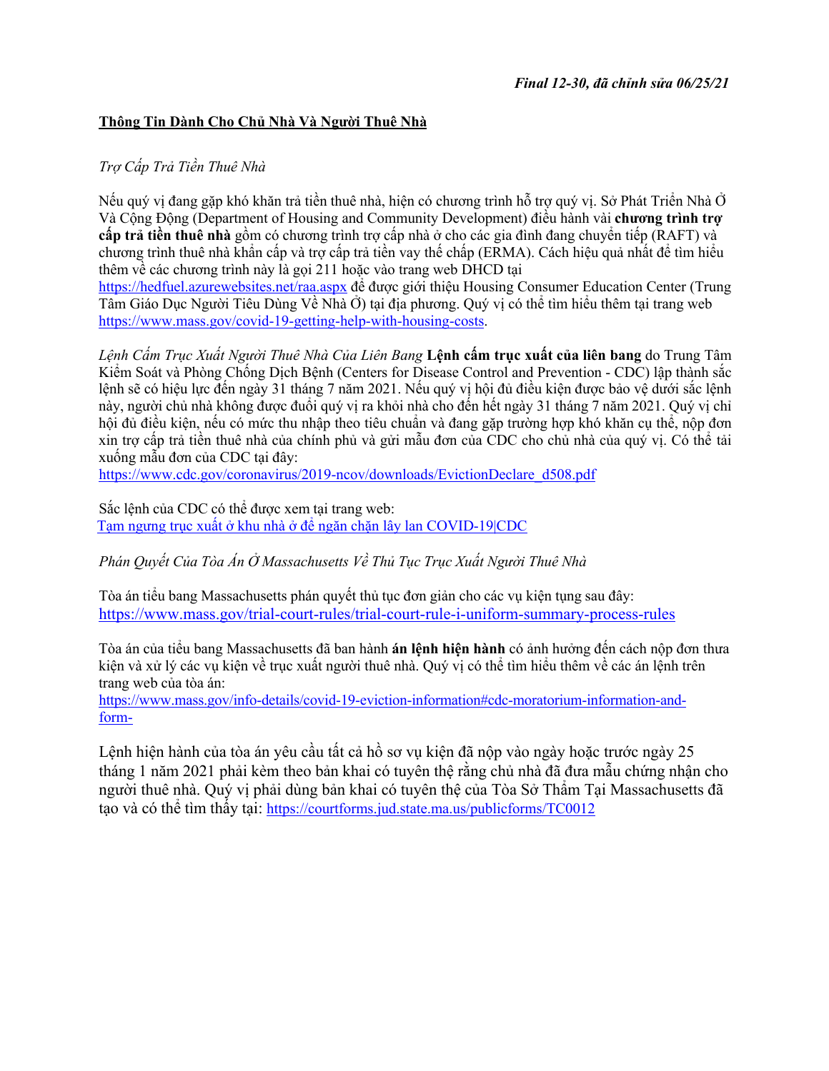*Final 12-30, đã chỉnh sửa 06/25/21*

## Thông Tin Dành Cho Chủ Nhà Và Người Thuê Nhà

*Trợ Cấp Trả Tiền Thuê Nhà*

Nếu quý vị đang gặp khó khăn trả tiền thuê nhà, hiện có chương trình hỗ trợ quý vị. Sở Phát Triển Nhà Ở Và Cộng Đồng (Department of Housing and Community Development) điều hành vài **chương trình trợ cấp trả tiền thuê nhà** gồm có chương trình trợ cấp nhà ở cho các gia đình đang chuyển tiếp (RAFT) và chương trình thuê nhà khẩn cấp và trợ cấp trả tiền vay thế chấp (ERMA). Cách hiệu quả nhất để tìm hiểu thêm về các chương trình này là gọi 211 hoặc vào trang web DHCD tại https://hedfuel.azurewebsites.net/raa.aspx để được giới thiệu Housing Consumer Education Center (Trung Tâm Giáo Dục Người Tiêu Dùng Về Nhà Ở) tại địa phương. Quý vị có thể tìm hiểu thêm tại trang web https://www.mass.gov/covid-19-getting-help-with-housing-costs.

*Lệnh Cấm Trục Xuất Người Thuê Nhà Của Liên Bang* **Lệnh cấm trục xuất của liên bang** do Trung Tâm Kiểm Soát và Phòng Chống Dịch Bệnh (Centers for Disease Control and Prevention - CDC) lập thành sắc lệnh sẽ có hiệu lực đến ngày 31 tháng 7 năm 2021. Nếu quý vị hội đủ điều kiện được bảo vệ dưới sắc lệnh này, người chủ nhà không được đuổi quý vị ra khỏi nhà cho đến hết ngày 31 tháng 7 năm 2021. Quý vị chỉ hội đủ điều kiện, nếu có mức thu nhập theo tiêu chuẩn và đang gặp trường hợp khó khăn cụ thể, nộp đơn xin trợ cấp trả tiền thuê nhà của chính phủ và gửi mẫu đơn của CDC cho chủ nhà của quý vị. Có thể tải xuống mẫu đơn của CDC tại đây:
https://www.cdc.gov/coronavirus/2019-ncov/downloads/EvictionDeclare_d508.pdf

Sắc lệnh của CDC có thể được xem tại trang web:
Tạm ngưng trục xuất ở khu nhà ở để ngăn chặn lây lan COVID-19|CDC

*Phán Quyết Của Tòa Án Ở Massachusetts Về Thủ Tục Trục Xuất Người Thuê Nhà*

Tòa án tiểu bang Massachusetts phán quyết thủ tục đơn giản cho các vụ kiện tụng sau đây:
https://www.mass.gov/trial-court-rules/trial-court-rule-i-uniform-summary-process-rules

Tòa án của tiểu bang Massachusetts đã ban hành **án lệnh hiện hành** có ảnh hưởng đến cách nộp đơn thưa kiện và xử lý các vụ kiện về trục xuất người thuê nhà. Quý vị có thể tìm hiểu thêm về các án lệnh trên trang web của tòa án:
https://www.mass.gov/info-details/covid-19-eviction-information#cdc-moratorium-information-and-form-

Lệnh hiện hành của tòa án yêu cầu tất cả hồ sơ vụ kiện đã nộp vào ngày hoặc trước ngày 25 tháng 1 năm 2021 phải kèm theo bản khai có tuyên thệ rằng chủ nhà đã đưa mẫu chứng nhận cho người thuê nhà. Quý vị phải dùng bản khai có tuyên thệ của Tòa Sở Thẩm Tại Massachusetts đã tạo và có thể tìm thấy tại: https://courtforms.jud.state.ma.us/publicforms/TC0012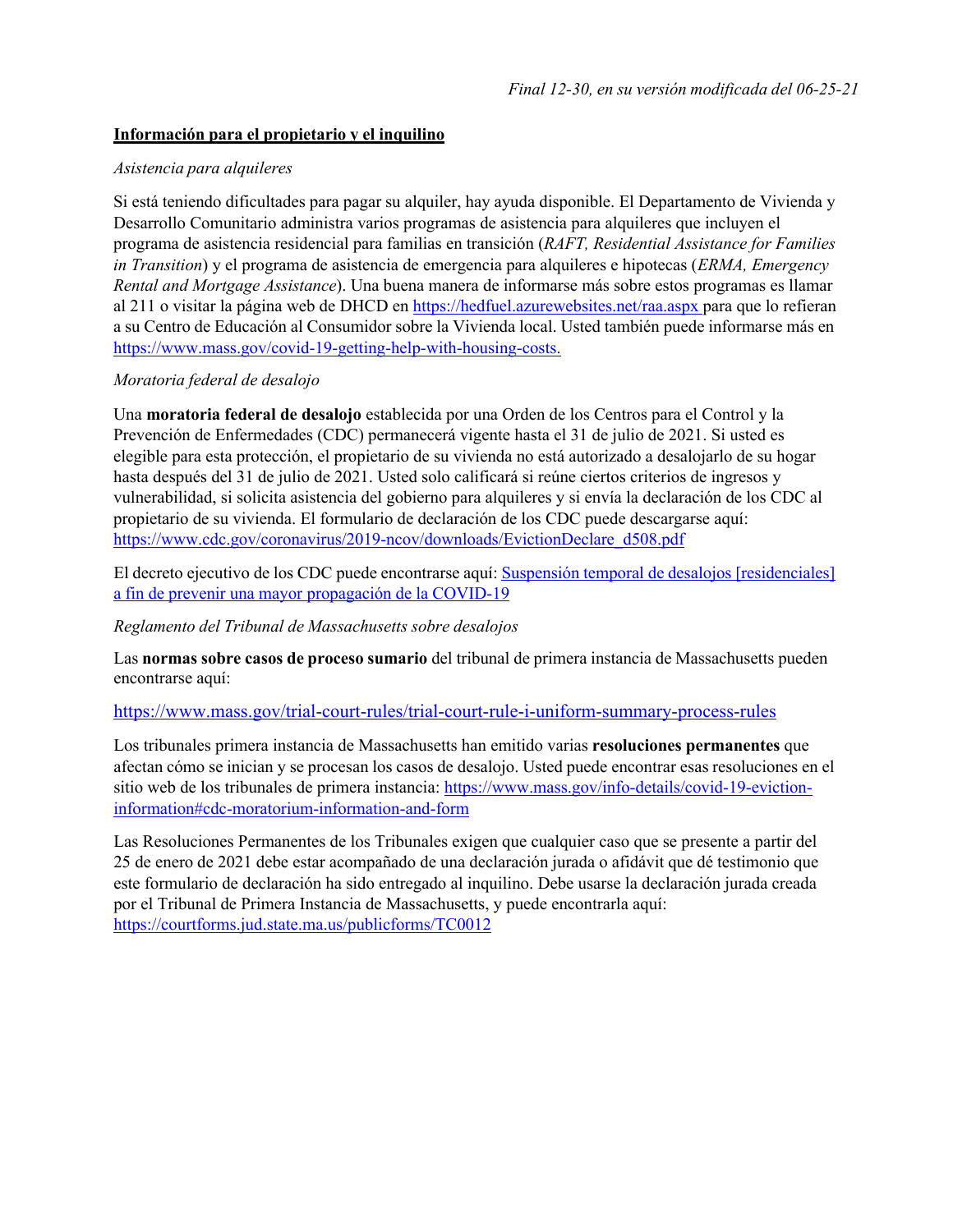*Final 12-30, en su versión modificada del 06-25-21*

**Información para el propietario y el inquilino**

*Asistencia para alquileres*

Si está teniendo dificultades para pagar su alquiler, hay ayuda disponible. El Departamento de Vivienda y Desarrollo Comunitario administra varios programas de asistencia para alquileres que incluyen el programa de asistencia residencial para familias en transición (*RAFT, Residential Assistance for Families in Transition*) y el programa de asistencia de emergencia para alquileres e hipotecas (*ERMA, Emergency Rental and Mortgage Assistance*). Una buena manera de informarse más sobre estos programas es llamar al 211 o visitar la página web de DHCD en https://hedfuel.azurewebsites.net/raa.aspx para que lo refieran a su Centro de Educación al Consumidor sobre la Vivienda local. Usted también puede informarse más en https://www.mass.gov/covid-19-getting-help-with-housing-costs.

*Moratoria federal de desalojo*

Una **moratoria federal de desalojo** establecida por una Orden de los Centros para el Control y la Prevención de Enfermedades (CDC) permanecerá vigente hasta el 31 de julio de 2021. Si usted es elegible para esta protección, el propietario de su vivienda no está autorizado a desalojarlo de su hogar hasta después del 31 de julio de 2021. Usted solo calificará si reúne ciertos criterios de ingresos y vulnerabilidad, si solicita asistencia del gobierno para alquileres y si envía la declaración de los CDC al propietario de su vivienda. El formulario de declaración de los CDC puede descargarse aquí: https://www.cdc.gov/coronavirus/2019-ncov/downloads/EvictionDeclare_d508.pdf

El decreto ejecutivo de los CDC puede encontrarse aquí: Suspensión temporal de desalojos [residenciales] a fin de prevenir una mayor propagación de la COVID-19

*Reglamento del Tribunal de Massachusetts sobre desalojos*

Las **normas sobre casos de proceso sumario** del tribunal de primera instancia de Massachusetts pueden encontrarse aquí:

https://www.mass.gov/trial-court-rules/trial-court-rule-i-uniform-summary-process-rules

Los tribunales primera instancia de Massachusetts han emitido varias **resoluciones permanentes** que afectan cómo se inician y se procesan los casos de desalojo. Usted puede encontrar esas resoluciones en el sitio web de los tribunales de primera instancia: https://www.mass.gov/info-details/covid-19-eviction-information#cdc-moratorium-information-and-form

Las Resoluciones Permanentes de los Tribunales exigen que cualquier caso que se presente a partir del 25 de enero de 2021 debe estar acompañado de una declaración jurada o afidávit que dé testimonio que este formulario de declaración ha sido entregado al inquilino. Debe usarse la declaración jurada creada por el Tribunal de Primera Instancia de Massachusetts, y puede encontrarla aquí: https://courtforms.jud.state.ma.us/publicforms/TC0012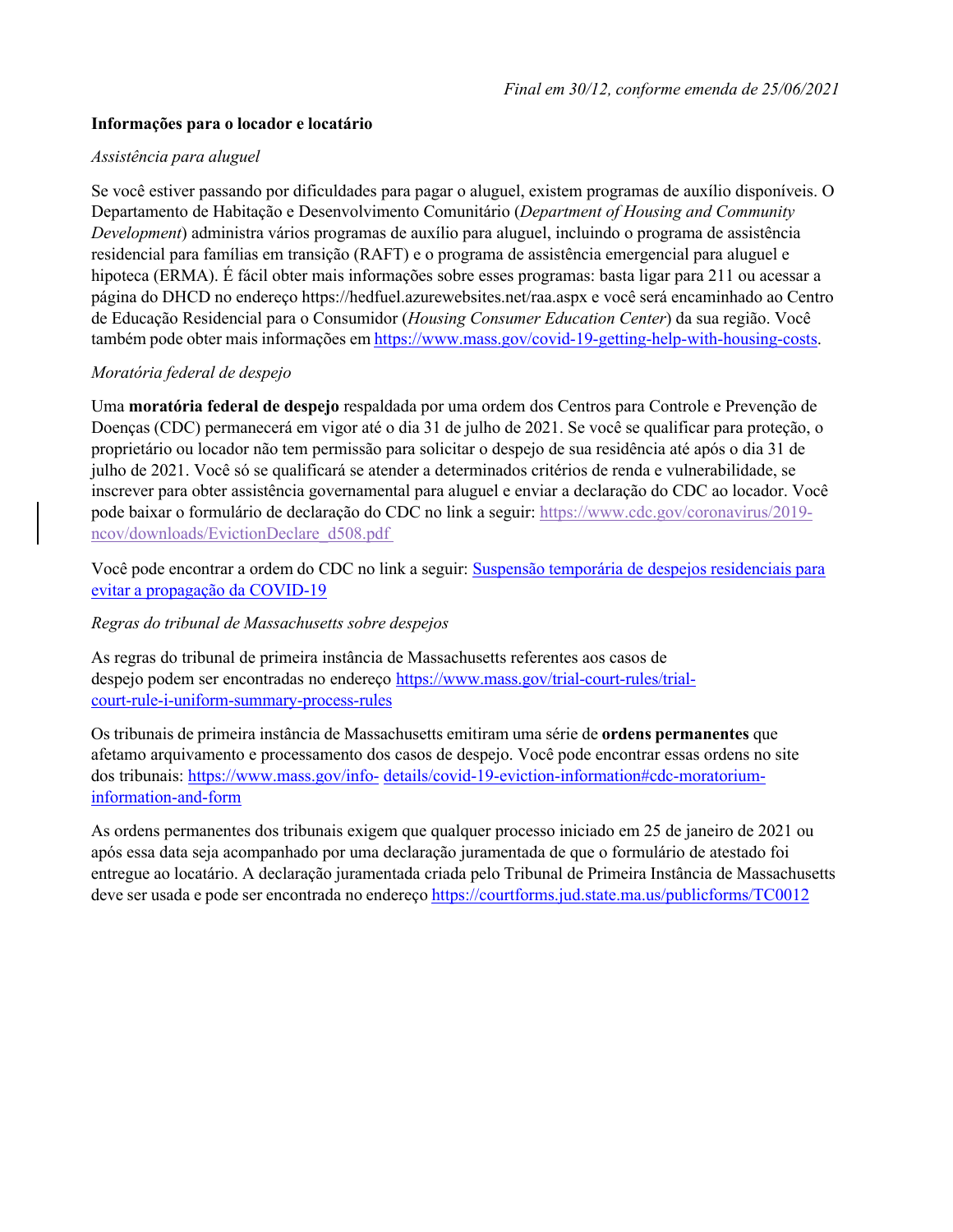*Final em 30/12, conforme emenda de 25/06/2021*

**Informações para o locador e locatário**

*Assistência para aluguel*

Se você estiver passando por dificuldades para pagar o aluguel, existem programas de auxílio disponíveis. O Departamento de Habitação e Desenvolvimento Comunitário (*Department of Housing and Community Development*) administra vários programas de auxílio para aluguel, incluindo o programa de assistência residencial para famílias em transição (RAFT) e o programa de assistência emergencial para aluguel e hipoteca (ERMA). É fácil obter mais informações sobre esses programas: basta ligar para 211 ou acessar a página do DHCD no endereço https://hedfuel.azurewebsites.net/raa.aspx e você será encaminhado ao Centro de Educação Residencial para o Consumidor (*Housing Consumer Education Center*) da sua região. Você também pode obter mais informações em https://www.mass.gov/covid-19-getting-help-with-housing-costs.

*Moratória federal de despejo*

Uma **moratória federal de despejo** respaldada por uma ordem dos Centros para Controle e Prevenção de Doenças (CDC) permanecerá em vigor até o dia 31 de julho de 2021. Se você se qualificar para proteção, o proprietário ou locador não tem permissão para solicitar o despejo de sua residência até após o dia 31 de julho de 2021. Você só se qualificará se atender a determinados critérios de renda e vulnerabilidade, se inscrever para obter assistência governamental para aluguel e enviar a declaração do CDC ao locador. Você pode baixar o formulário de declaração do CDC no link a seguir: https://www.cdc.gov/coronavirus/2019-ncov/downloads/EvictionDeclare_d508.pdf

Você pode encontrar a ordem do CDC no link a seguir: Suspensão temporária de despejos residenciais para evitar a propagação da COVID-19

*Regras do tribunal de Massachusetts sobre despejos*

As regras do tribunal de primeira instância de Massachusetts referentes aos casos de despejo podem ser encontradas no endereço https://www.mass.gov/trial-court-rules/trial-court-rule-i-uniform-summary-process-rules

Os tribunais de primeira instância de Massachusetts emitiram uma série de **ordens permanentes** que afetamo arquivamento e processamento dos casos de despejo. Você pode encontrar essas ordens no site dos tribunais: https://www.mass.gov/info-details/covid-19-eviction-information#cdc-moratorium-information-and-form

As ordens permanentes dos tribunais exigem que qualquer processo iniciado em 25 de janeiro de 2021 ou após essa data seja acompanhado por uma declaração juramentada de que o formulário de atestado foi entregue ao locatário. A declaração juramentada criada pelo Tribunal de Primeira Instância de Massachusetts deve ser usada e pode ser encontrada no endereço https://courtforms.jud.state.ma.us/publicforms/TC0012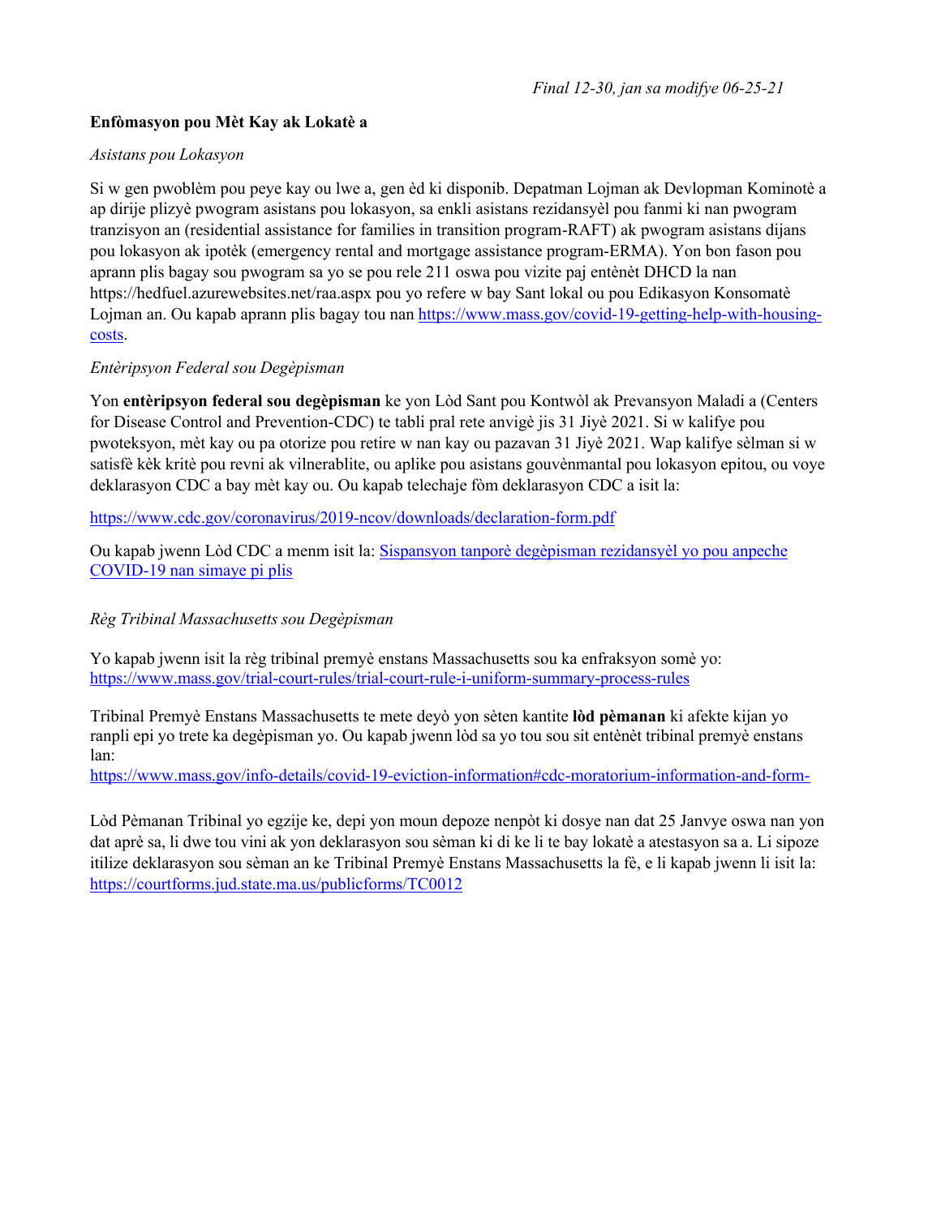*Final 12-30, jan sa modifye 06-25-21*

**Enfòmasyon pou Mèt Kay ak Lokatè a**

*Asistans pou Lokasyon*

Si w gen pwoblèm pou peye kay ou lwe a, gen èd ki disponib. Depatman Lojman ak Devlopman Kominotè a ap dirije plizyè pwogram asistans pou lokasyon, sa enkli asistans rezidansyèl pou fanmi ki nan pwogram tranzisyon an (residential assistance for families in transition program-RAFT) ak pwogram asistans dijans pou lokasyon ak ipotèk (emergency rental and mortgage assistance program-ERMA). Yon bon fason pou aprann plis bagay sou pwogram sa yo se pou rele 211 oswa pou vizite paj entènèt DHCD la nan https://hedfuel.azurewebsites.net/raa.aspx pou yo refere w bay Sant lokal ou pou Edikasyon Konsomatè Lojman an. Ou kapab aprann plis bagay tou nan [https://www.mass.gov/covid-19-getting-help-with-housing-costs](https://www.mass.gov/covid-19-getting-help-with-housing-costs).

*Entèripsyon Federal sou Degèpisman*

Yon **entèripsyon federal sou degèpisman** ke yon Lòd Sant pou Kontwòl ak Prevansyon Maladi a (Centers for Disease Control and Prevention-CDC) te tabli pral rete anvigè jis 31 Jiyè 2021. Si w kalifye pou pwoteksyon, mèt kay ou pa otorize pou retire w nan kay ou pazavan 31 Jiyè 2021. Wap kalifye sèlman si w satisfè kèk kritè pou revni ak vilnerablite, ou aplike pou asistans gouvènmantal pou lokasyon epitou, ou voye deklarasyon CDC a bay mèt kay ou. Ou kapab telechaje fòm deklarasyon CDC a isit la:

[https://www.cdc.gov/coronavirus/2019-ncov/downloads/declaration-form.pdf](https://www.cdc.gov/coronavirus/2019-ncov/downloads/declaration-form.pdf)

Ou kapab jwenn Lòd CDC a menm isit la: [Sispansyon tanporè degèpisman rezidansyèl yo pou anpeche COVID-19 nan simaye pi plis]()

*Règ Tribinal Massachusetts sou Degèpisman*

Yo kapab jwenn isit la règ tribinal premyè enstans Massachusetts sou ka enfraksyon somè yo: [https://www.mass.gov/trial-court-rules/trial-court-rule-i-uniform-summary-process-rules](https://www.mass.gov/trial-court-rules/trial-court-rule-i-uniform-summary-process-rules)

Tribinal Premyè Enstans Massachusetts te mete deyò yon sèten kantite **lòd pèmanan** ki afekte kijan yo ranpli epi yo trete ka degèpisman yo. Ou kapab jwenn lòd sa yo tou sou sit entènèt tribinal premyè enstans lan:
[https://www.mass.gov/info-details/covid-19-eviction-information#cdc-moratorium-information-and-form-](https://www.mass.gov/info-details/covid-19-eviction-information#cdc-moratorium-information-and-form-)

Lòd Pèmanan Tribinal yo egzije ke, depi yon moun depoze nenpòt ki dosye nan dat 25 Janvye oswa nan yon dat aprè sa, li dwe tou vini ak yon deklarasyon sou sèman ki di ke li te bay lokatè a atestasyon sa a. Li sipoze itilize deklarasyon sou sèman an ke Tribinal Premyè Enstans Massachusetts la fè, e li kapab jwenn li isit la: [https://courtforms.jud.state.ma.us/publicforms/TC0012](https://courtforms.jud.state.ma.us/publicforms/TC0012)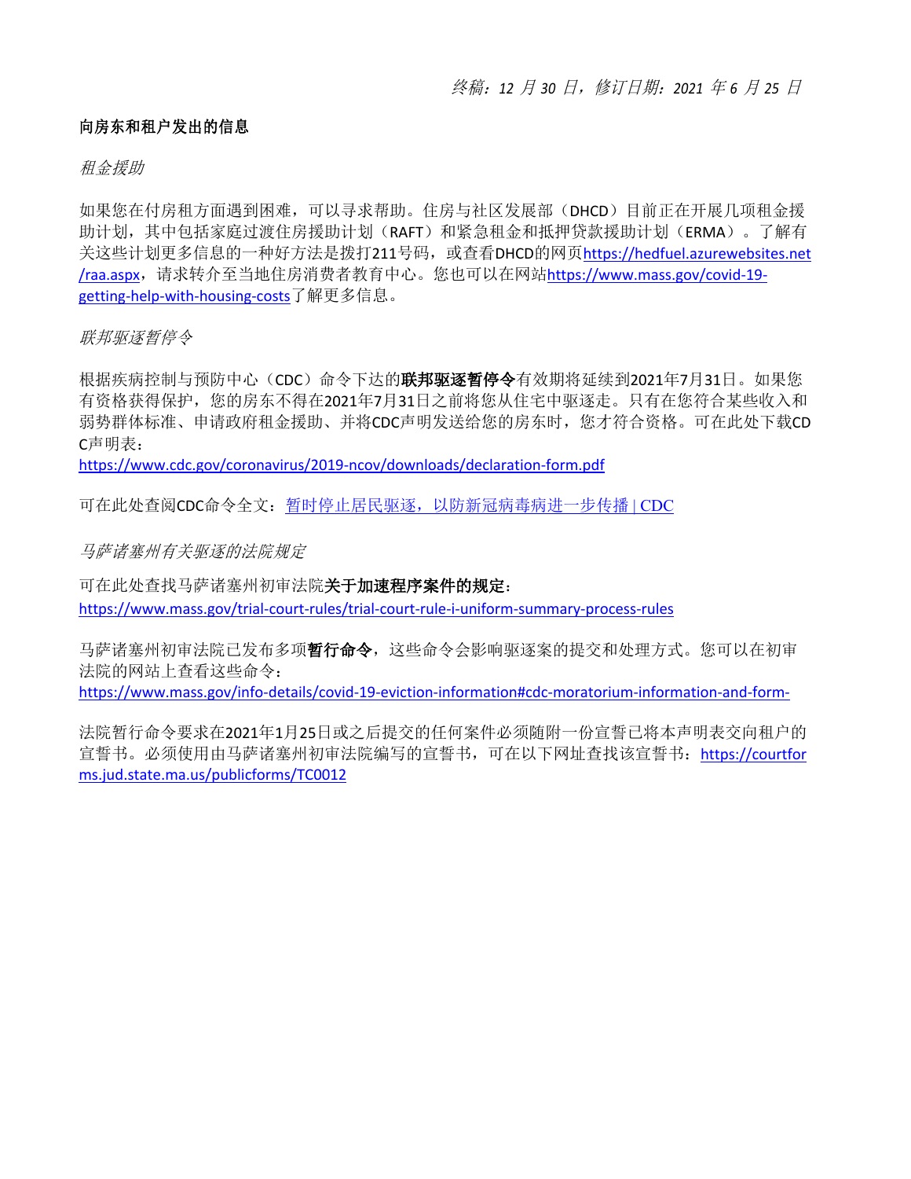*终稿：12 月 30 日，修订日期：2021 年 6 月 25 日*

**向房东和租户发出的信息**

*租金援助*

如果您在付房租方面遇到困难，可以寻求帮助。住房与社区发展部（DHCD）目前正在开展几项租金援助计划，其中包括家庭过渡住房援助计划（RAFT）和紧急租金和抵押贷款援助计划（ERMA）。了解有关这些计划更多信息的一种好方法是拨打211号码，或查看DHCD的网页https://hedfuel.azurewebsites.net/raa.aspx，请求转介至当地住房消费者教育中心。您也可以在网站https://www.mass.gov/covid-19-getting-help-with-housing-costs了解更多信息。

*联邦驱逐暂停令*

根据疾病控制与预防中心（CDC）命令下达的**联邦驱逐暂停令**有效期将延续到2021年7月31日。如果您有资格获得保护，您的房东不得在2021年7月31日之前将您从住宅中驱逐走。只有在您符合某些收入和弱势群体标准、申请政府租金援助、并将CDC声明发送给您的房东时，您才符合资格。可在此处下载CDC声明表：
https://www.cdc.gov/coronavirus/2019-ncov/downloads/declaration-form.pdf

可在此处查阅CDC命令全文：暂时停止居民驱逐，以防新冠病毒病进一步传播 | CDC

*马萨诸塞州有关驱逐的法院规定*

可在此处查找马萨诸塞州初审法院**关于加速程序案件的规定**：
https://www.mass.gov/trial-court-rules/trial-court-rule-i-uniform-summary-process-rules

马萨诸塞州初审法院已发布多项**暂行命令**，这些命令会影响驱逐案的提交和处理方式。您可以在初审法院的网站上查看这些命令：
https://www.mass.gov/info-details/covid-19-eviction-information#cdc-moratorium-information-and-form-

法院暂行命令要求在2021年1月25日或之后提交的任何案件必须随附一份宣誓已将本声明表交向租户的宣誓书。必须使用由马萨诸塞州初审法院编写的宣誓书，可在以下网址查找该宣誓书：https://courtforms.jud.state.ma.us/publicforms/TC0012